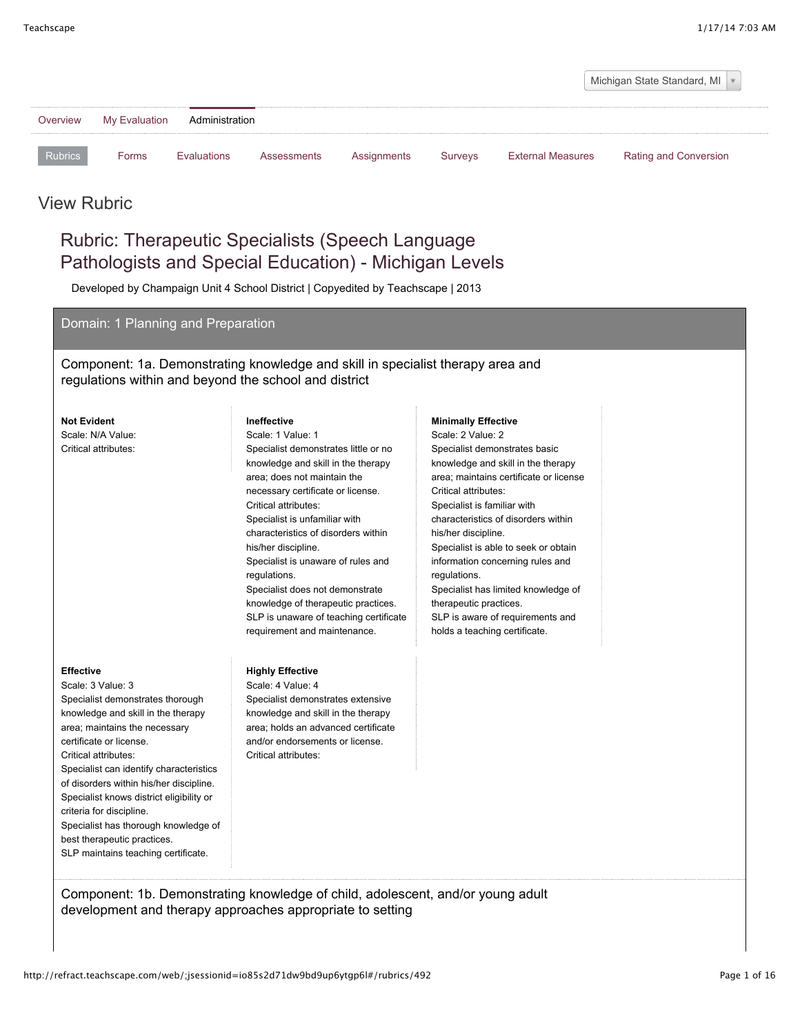Michigan State Standard, MI

Overview | My Evaluation | Administration

Rubrics | Forms | Evaluations | Assessments | Assignments | Surveys | External Measures | Rating and Conversion

## View Rubric

# Rubric: Therapeutic Specialists (Speech Language Pathologists and Special Education) - Michigan Levels

Developed by Champaign Unit 4 School District | Copyedited by Teachscape | 2013

## Domain: 1 Planning and Preparation

### Component: 1a. Demonstrating knowledge and skill in specialist therapy area and regulations within and beyond the school and district

**Not Evident**
Scale: N/A Value:
Critical attributes:

**Ineffective**
Scale: 1 Value: 1
Specialist demonstrates little or no knowledge and skill in the therapy area; does not maintain the necessary certificate or license.
Critical attributes:
Specialist is unfamiliar with characteristics of disorders within his/her discipline.
Specialist is unaware of rules and regulations.
Specialist does not demonstrate knowledge of therapeutic practices.
SLP is unaware of teaching certificate requirement and maintenance.

**Minimally Effective**
Scale: 2 Value: 2
Specialist demonstrates basic knowledge and skill in the therapy area; maintains certificate or license
Critical attributes:
Specialist is familiar with characteristics of disorders within his/her discipline.
Specialist is able to seek or obtain information concerning rules and regulations.
Specialist has limited knowledge of therapeutic practices.
SLP is aware of requirements and holds a teaching certificate.

**Effective**
Scale: 3 Value: 3
Specialist demonstrates thorough knowledge and skill in the therapy area; maintains the necessary certificate or license.
Critical attributes:
Specialist can identify characteristics of disorders within his/her discipline.
Specialist knows district eligibility or criteria for discipline.
Specialist has thorough knowledge of best therapeutic practices.
SLP maintains teaching certificate.

**Highly Effective**
Scale: 4 Value: 4
Specialist demonstrates extensive knowledge and skill in the therapy area; holds an advanced certificate and/or endorsements or license.
Critical attributes:

### Component: 1b. Demonstrating knowledge of child, adolescent, and/or young adult development and therapy approaches appropriate to setting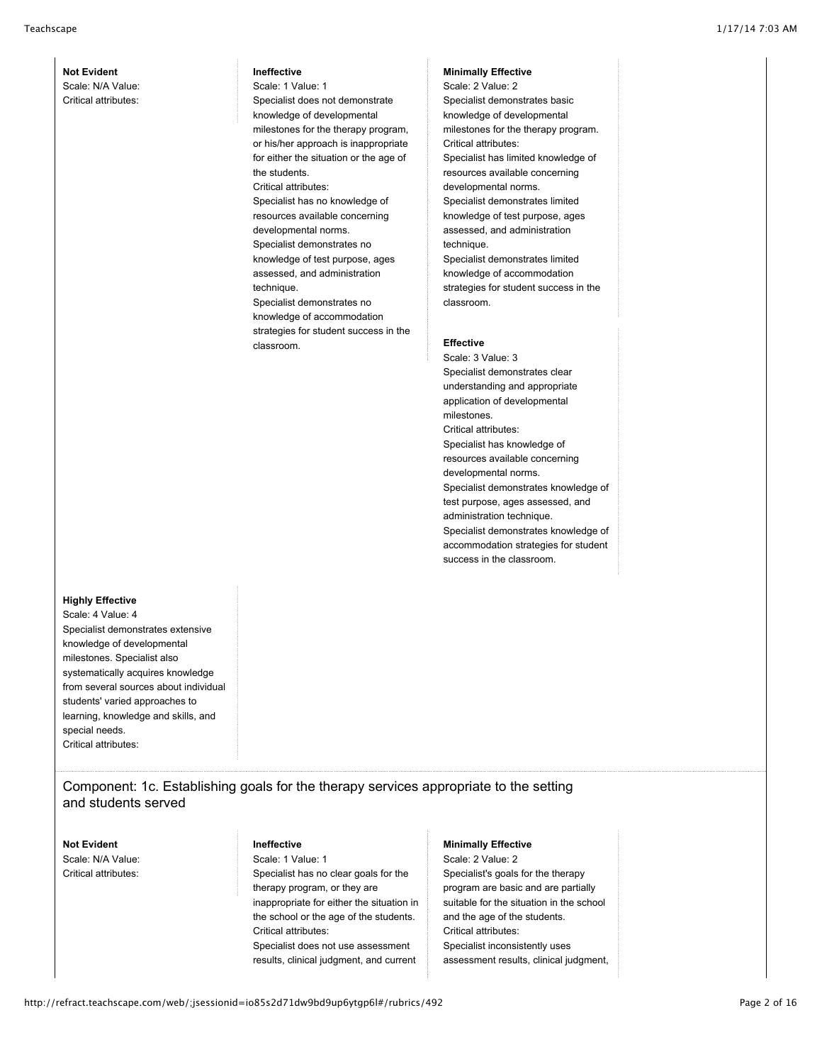**Not Evident**
Scale: N/A Value:
Critical attributes:

**Ineffective**
Scale: 1 Value: 1
Specialist does not demonstrate knowledge of developmental milestones for the therapy program, or his/her approach is inappropriate for either the situation or the age of the students.
Critical attributes:
Specialist has no knowledge of resources available concerning developmental norms.
Specialist demonstrates no knowledge of test purpose, ages assessed, and administration technique.
Specialist demonstrates no knowledge of accommodation strategies for student success in the classroom.

**Minimally Effective**
Scale: 2 Value: 2
Specialist demonstrates basic knowledge of developmental milestones for the therapy program.
Critical attributes:
Specialist has limited knowledge of resources available concerning developmental norms.
Specialist demonstrates limited knowledge of test purpose, ages assessed, and administration technique.
Specialist demonstrates limited knowledge of accommodation strategies for student success in the classroom.

**Effective**
Scale: 3 Value: 3
Specialist demonstrates clear understanding and appropriate application of developmental milestones.
Critical attributes:
Specialist has knowledge of resources available concerning developmental norms.
Specialist demonstrates knowledge of test purpose, ages assessed, and administration technique.
Specialist demonstrates knowledge of accommodation strategies for student success in the classroom.

**Highly Effective**
Scale: 4 Value: 4
Specialist demonstrates extensive knowledge of developmental milestones. Specialist also systematically acquires knowledge from several sources about individual students' varied approaches to learning, knowledge and skills, and special needs.
Critical attributes:

## Component: 1c. Establishing goals for the therapy services appropriate to the setting and students served

**Not Evident**
Scale: N/A Value:
Critical attributes:

**Ineffective**
Scale: 1 Value: 1
Specialist has no clear goals for the therapy program, or they are inappropriate for either the situation in the school or the age of the students.
Critical attributes:
Specialist does not use assessment results, clinical judgment, and current

**Minimally Effective**
Scale: 2 Value: 2
Specialist's goals for the therapy program are basic and are partially suitable for the situation in the school and the age of the students.
Critical attributes:
Specialist inconsistently uses assessment results, clinical judgment,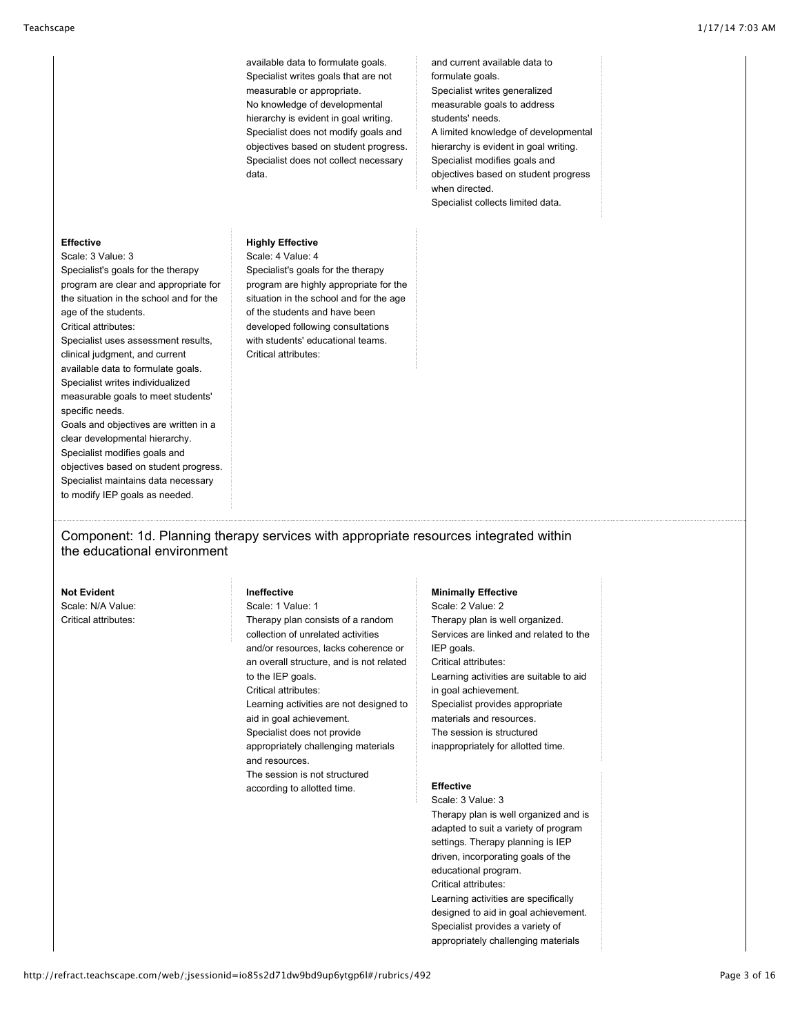available data to formulate goals.
Specialist writes goals that are not measurable or appropriate.
No knowledge of developmental hierarchy is evident in goal writing.
Specialist does not modify goals and objectives based on student progress.
Specialist does not collect necessary data.

and current available data to formulate goals.
Specialist writes generalized measurable goals to address students' needs.
A limited knowledge of developmental hierarchy is evident in goal writing.
Specialist modifies goals and objectives based on student progress when directed.
Specialist collects limited data.

**Effective**
Scale: 3 Value: 3
Specialist's goals for the therapy program are clear and appropriate for the situation in the school and for the age of the students.
Critical attributes:
Specialist uses assessment results, clinical judgment, and current available data to formulate goals.
Specialist writes individualized measurable goals to meet students' specific needs.
Goals and objectives are written in a clear developmental hierarchy.
Specialist modifies goals and objectives based on student progress.
Specialist maintains data necessary to modify IEP goals as needed.

**Highly Effective**
Scale: 4 Value: 4
Specialist's goals for the therapy program are highly appropriate for the situation in the school and for the age of the students and have been developed following consultations with students' educational teams.
Critical attributes:

## Component: 1d. Planning therapy services with appropriate resources integrated within the educational environment

**Not Evident**
Scale: N/A Value:
Critical attributes:

**Ineffective**
Scale: 1 Value: 1
Therapy plan consists of a random collection of unrelated activities and/or resources, lacks coherence or an overall structure, and is not related to the IEP goals.
Critical attributes:
Learning activities are not designed to aid in goal achievement.
Specialist does not provide appropriately challenging materials and resources.
The session is not structured according to allotted time.

**Minimally Effective**
Scale: 2 Value: 2
Therapy plan is well organized.
Services are linked and related to the IEP goals.
Critical attributes:
Learning activities are suitable to aid in goal achievement.
Specialist provides appropriate materials and resources.
The session is structured inappropriately for allotted time.

**Effective**
Scale: 3 Value: 3
Therapy plan is well organized and is adapted to suit a variety of program settings. Therapy planning is IEP driven, incorporating goals of the educational program.
Critical attributes:
Learning activities are specifically designed to aid in goal achievement.
Specialist provides a variety of appropriately challenging materials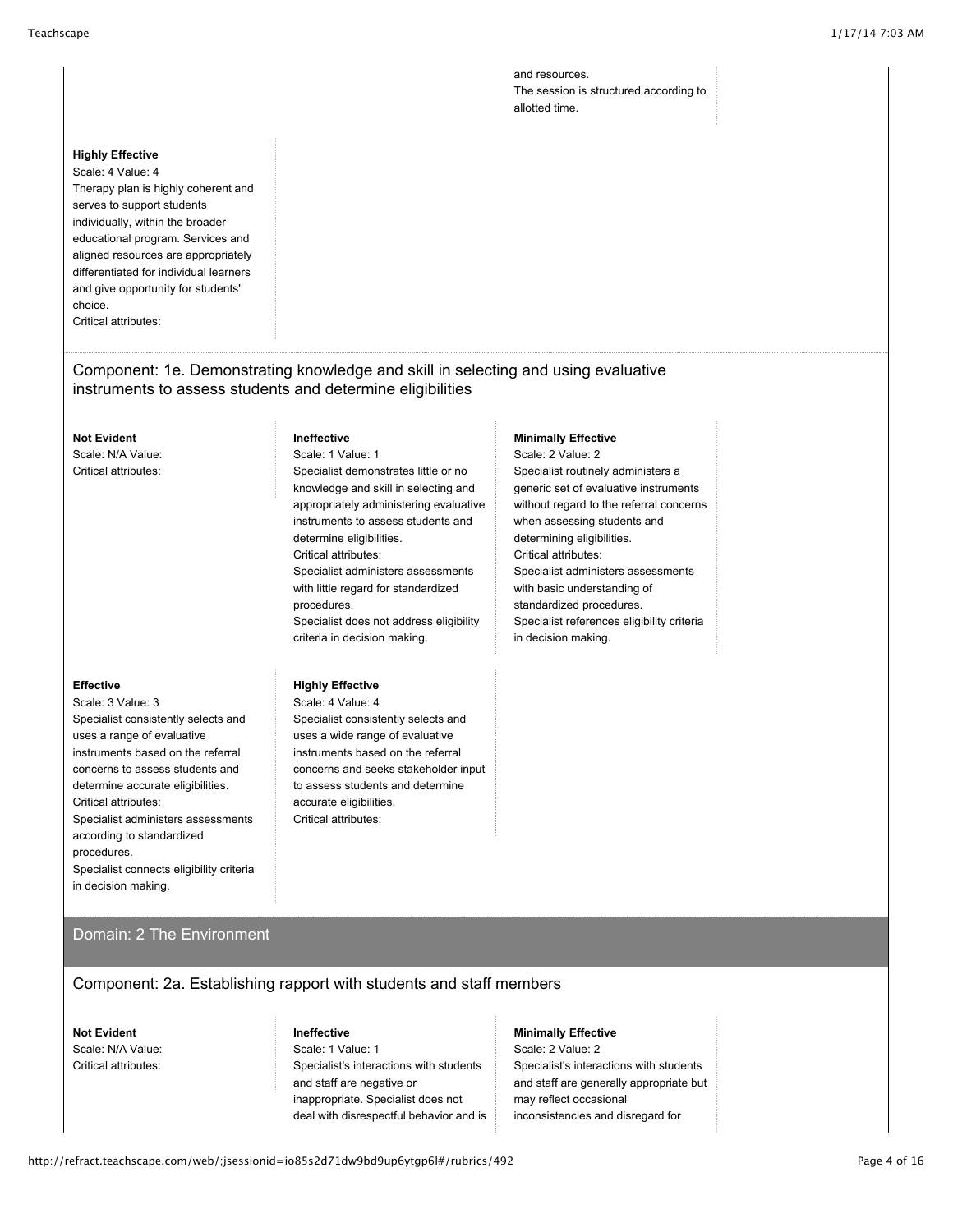and resources.
The session is structured according to allotted time.

**Highly Effective**
Scale: 4 Value: 4
Therapy plan is highly coherent and serves to support students individually, within the broader educational program. Services and aligned resources are appropriately differentiated for individual learners and give opportunity for students' choice.
Critical attributes:

## Component: 1e. Demonstrating knowledge and skill in selecting and using evaluative instruments to assess students and determine eligibilities

**Not Evident**
Scale: N/A Value:
Critical attributes:

**Ineffective**
Scale: 1 Value: 1
Specialist demonstrates little or no knowledge and skill in selecting and appropriately administering evaluative instruments to assess students and determine eligibilities.
Critical attributes:
Specialist administers assessments with little regard for standardized procedures.
Specialist does not address eligibility criteria in decision making.

**Minimally Effective**
Scale: 2 Value: 2
Specialist routinely administers a generic set of evaluative instruments without regard to the referral concerns when assessing students and determining eligibilities.
Critical attributes:
Specialist administers assessments with basic understanding of standardized procedures.
Specialist references eligibility criteria in decision making.

**Effective**
Scale: 3 Value: 3
Specialist consistently selects and uses a range of evaluative instruments based on the referral concerns to assess students and determine accurate eligibilities.
Critical attributes:
Specialist administers assessments according to standardized procedures.
Specialist connects eligibility criteria in decision making.

**Highly Effective**
Scale: 4 Value: 4
Specialist consistently selects and uses a wide range of evaluative instruments based on the referral concerns and seeks stakeholder input to assess students and determine accurate eligibilities.
Critical attributes:

# Domain: 2 The Environment

## Component: 2a. Establishing rapport with students and staff members

**Not Evident**
Scale: N/A Value:
Critical attributes:

**Ineffective**
Scale: 1 Value: 1
Specialist's interactions with students and staff are negative or inappropriate. Specialist does not deal with disrespectful behavior and is

**Minimally Effective**
Scale: 2 Value: 2
Specialist's interactions with students and staff are generally appropriate but may reflect occasional inconsistencies and disregard for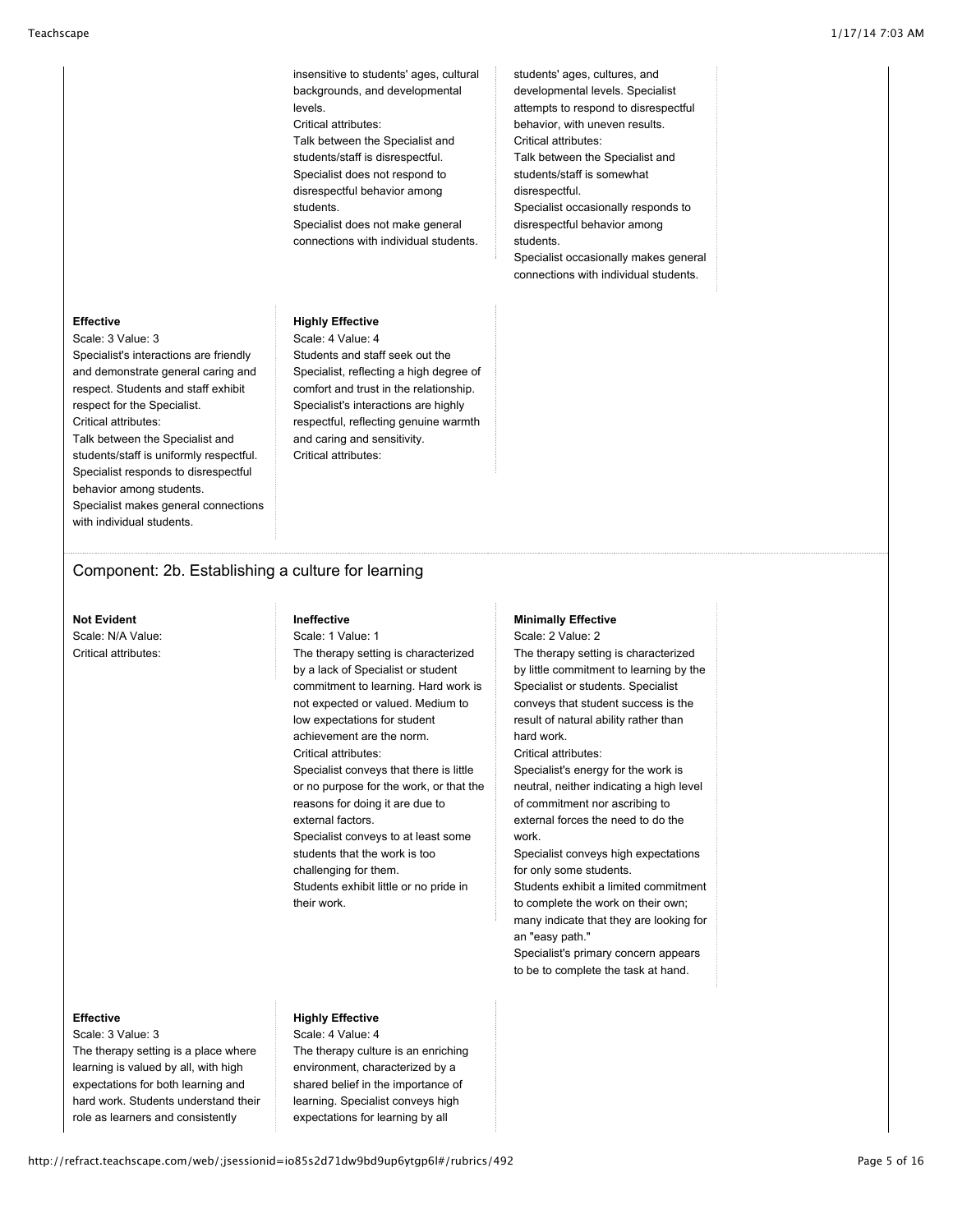insensitive to students' ages, cultural backgrounds, and developmental levels.
Critical attributes:
Talk between the Specialist and students/staff is disrespectful.
Specialist does not respond to disrespectful behavior among students.
Specialist does not make general connections with individual students.

students' ages, cultures, and developmental levels. Specialist attempts to respond to disrespectful behavior, with uneven results.
Critical attributes:
Talk between the Specialist and students/staff is somewhat disrespectful.
Specialist occasionally responds to disrespectful behavior among students.
Specialist occasionally makes general connections with individual students.

**Effective**
Scale: 3 Value: 3
Specialist's interactions are friendly and demonstrate general caring and respect. Students and staff exhibit respect for the Specialist.
Critical attributes:
Talk between the Specialist and students/staff is uniformly respectful.
Specialist responds to disrespectful behavior among students.
Specialist makes general connections with individual students.

**Highly Effective**
Scale: 4 Value: 4
Students and staff seek out the Specialist, reflecting a high degree of comfort and trust in the relationship. Specialist's interactions are highly respectful, reflecting genuine warmth and caring and sensitivity.
Critical attributes:

## Component: 2b. Establishing a culture for learning

**Not Evident**
Scale: N/A Value:
Critical attributes:

**Ineffective**
Scale: 1 Value: 1
The therapy setting is characterized by a lack of Specialist or student commitment to learning. Hard work is not expected or valued. Medium to low expectations for student achievement are the norm.
Critical attributes:
Specialist conveys that there is little or no purpose for the work, or that the reasons for doing it are due to external factors.
Specialist conveys to at least some students that the work is too challenging for them.
Students exhibit little or no pride in their work.

**Minimally Effective**
Scale: 2 Value: 2
The therapy setting is characterized by little commitment to learning by the Specialist or students. Specialist conveys that student success is the result of natural ability rather than hard work.
Critical attributes:
Specialist's energy for the work is neutral, neither indicating a high level of commitment nor ascribing to external forces the need to do the work.
Specialist conveys high expectations for only some students.
Students exhibit a limited commitment to complete the work on their own; many indicate that they are looking for an "easy path."
Specialist's primary concern appears to be to complete the task at hand.

**Effective**
Scale: 3 Value: 3
The therapy setting is a place where learning is valued by all, with high expectations for both learning and hard work. Students understand their role as learners and consistently

**Highly Effective**
Scale: 4 Value: 4
The therapy culture is an enriching environment, characterized by a shared belief in the importance of learning. Specialist conveys high expectations for learning by all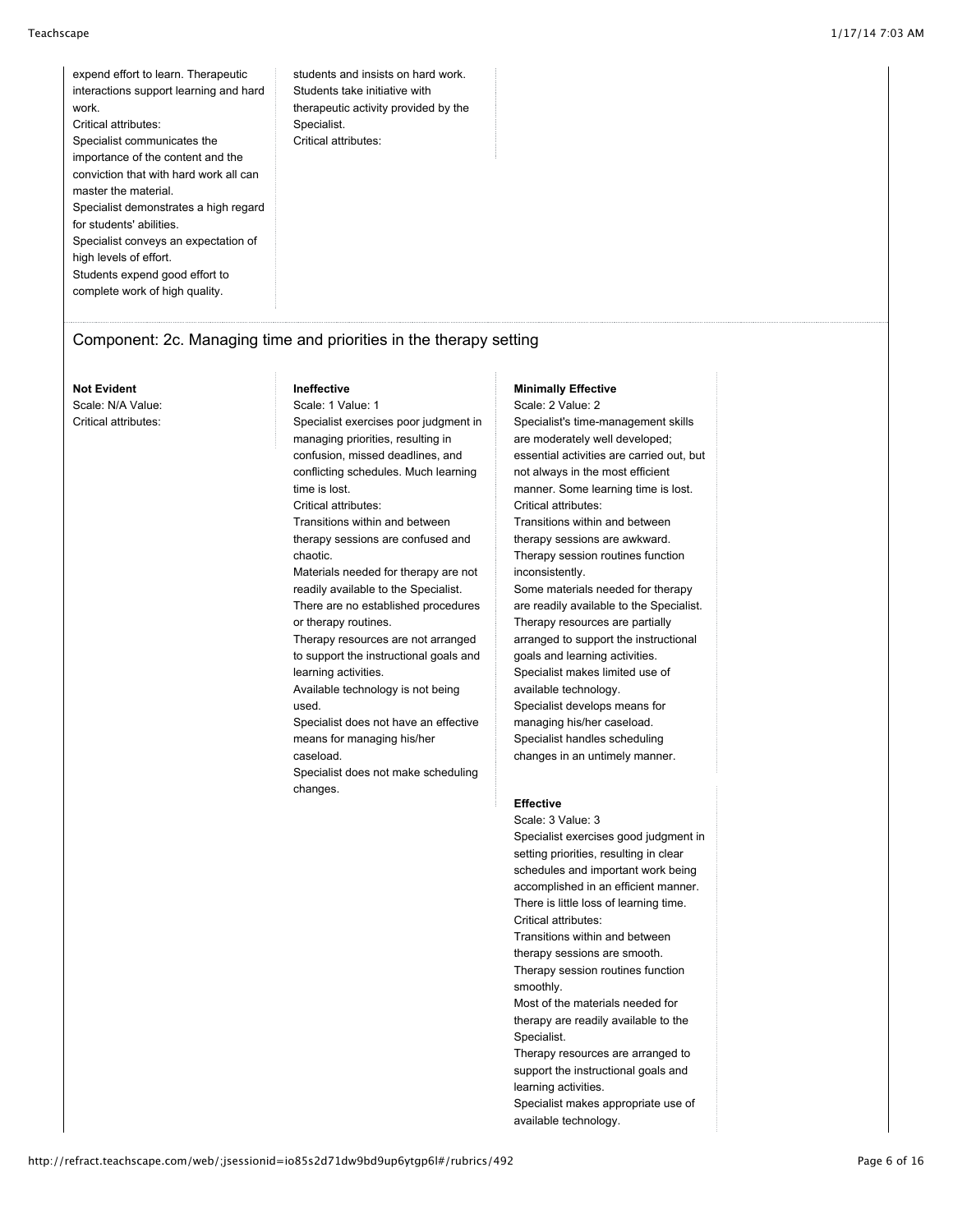expend effort to learn. Therapeutic interactions support learning and hard work.
Critical attributes:
Specialist communicates the importance of the content and the conviction that with hard work all can master the material.
Specialist demonstrates a high regard for students' abilities.
Specialist conveys an expectation of high levels of effort.
Students expend good effort to complete work of high quality.

students and insists on hard work. Students take initiative with therapeutic activity provided by the Specialist.
Critical attributes:

## Component: 2c. Managing time and priorities in the therapy setting

**Not Evident**
Scale: N/A Value:
Critical attributes:

**Ineffective**
Scale: 1 Value: 1
Specialist exercises poor judgment in managing priorities, resulting in confusion, missed deadlines, and conflicting schedules. Much learning time is lost.
Critical attributes:
Transitions within and between therapy sessions are confused and chaotic.
Materials needed for therapy are not readily available to the Specialist.
There are no established procedures or therapy routines.
Therapy resources are not arranged to support the instructional goals and learning activities.
Available technology is not being used.
Specialist does not have an effective means for managing his/her caseload.
Specialist does not make scheduling changes.

**Minimally Effective**
Scale: 2 Value: 2
Specialist's time-management skills are moderately well developed; essential activities are carried out, but not always in the most efficient manner. Some learning time is lost.
Critical attributes:
Transitions within and between therapy sessions are awkward.
Therapy session routines function inconsistently.
Some materials needed for therapy are readily available to the Specialist.
Therapy resources are partially arranged to support the instructional goals and learning activities.
Specialist makes limited use of available technology.
Specialist develops means for managing his/her caseload.
Specialist handles scheduling changes in an untimely manner.

**Effective**
Scale: 3 Value: 3
Specialist exercises good judgment in setting priorities, resulting in clear schedules and important work being accomplished in an efficient manner. There is little loss of learning time.
Critical attributes:
Transitions within and between therapy sessions are smooth.
Therapy session routines function smoothly.
Most of the materials needed for therapy are readily available to the Specialist.
Therapy resources are arranged to support the instructional goals and learning activities.
Specialist makes appropriate use of available technology.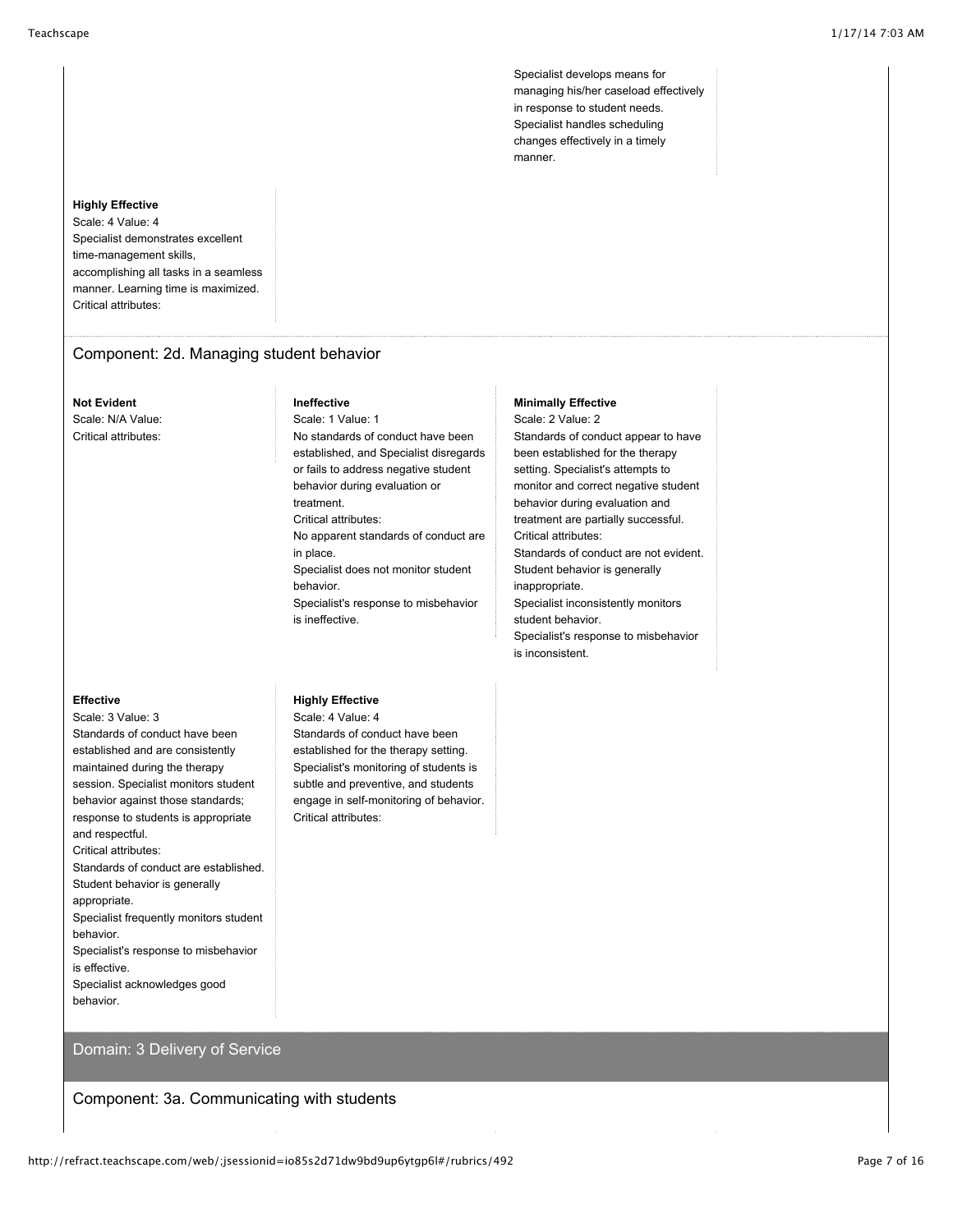Specialist develops means for managing his/her caseload effectively in response to student needs.
Specialist handles scheduling changes effectively in a timely manner.

**Highly Effective**
Scale: 4 Value: 4
Specialist demonstrates excellent time-management skills, accomplishing all tasks in a seamless manner. Learning time is maximized.
Critical attributes:

## Component: 2d. Managing student behavior

**Not Evident**
Scale: N/A Value:
Critical attributes:

**Ineffective**
Scale: 1 Value: 1
No standards of conduct have been established, and Specialist disregards or fails to address negative student behavior during evaluation or treatment.
Critical attributes:
No apparent standards of conduct are in place.
Specialist does not monitor student behavior.
Specialist's response to misbehavior is ineffective.

**Minimally Effective**
Scale: 2 Value: 2
Standards of conduct appear to have been established for the therapy setting. Specialist's attempts to monitor and correct negative student behavior during evaluation and treatment are partially successful.
Critical attributes:
Standards of conduct are not evident.
Student behavior is generally inappropriate.
Specialist inconsistently monitors student behavior.
Specialist's response to misbehavior is inconsistent.

**Effective**
Scale: 3 Value: 3
Standards of conduct have been established and are consistently maintained during the therapy session. Specialist monitors student behavior against those standards; response to students is appropriate and respectful.
Critical attributes:
Standards of conduct are established.
Student behavior is generally appropriate.
Specialist frequently monitors student behavior.
Specialist's response to misbehavior is effective.
Specialist acknowledges good behavior.

**Highly Effective**
Scale: 4 Value: 4
Standards of conduct have been established for the therapy setting. Specialist's monitoring of students is subtle and preventive, and students engage in self-monitoring of behavior.
Critical attributes:

# Domain: 3 Delivery of Service

## Component: 3a. Communicating with students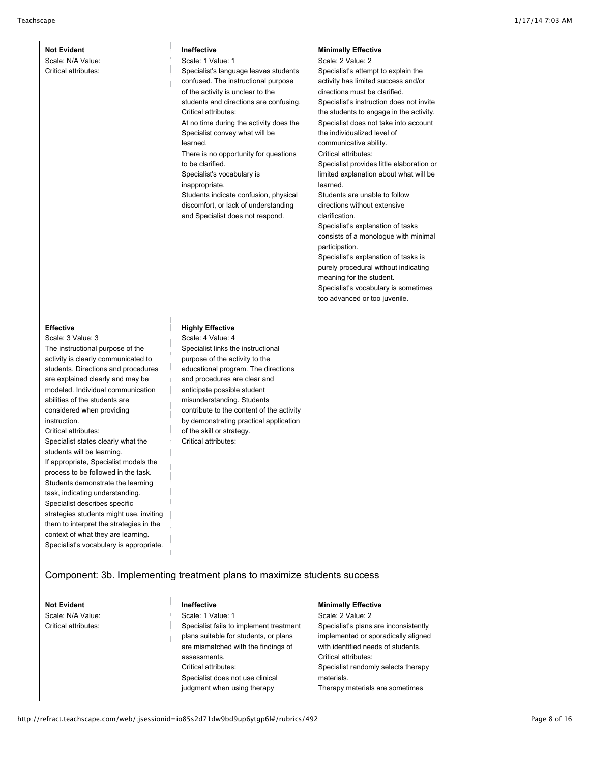**Not Evident**
Scale: N/A Value:
Critical attributes:

**Ineffective**
Scale: 1 Value: 1
Specialist's language leaves students confused. The instructional purpose of the activity is unclear to the students and directions are confusing.
Critical attributes:
At no time during the activity does the Specialist convey what will be learned.
There is no opportunity for questions to be clarified.
Specialist's vocabulary is inappropriate.
Students indicate confusion, physical discomfort, or lack of understanding and Specialist does not respond.

**Minimally Effective**
Scale: 2 Value: 2
Specialist's attempt to explain the activity has limited success and/or directions must be clarified. Specialist's instruction does not invite the students to engage in the activity. Specialist does not take into account the individualized level of communicative ability.
Critical attributes:
Specialist provides little elaboration or limited explanation about what will be learned.
Students are unable to follow directions without extensive clarification.
Specialist's explanation of tasks consists of a monologue with minimal participation.
Specialist's explanation of tasks is purely procedural without indicating meaning for the student.
Specialist's vocabulary is sometimes too advanced or too juvenile.

**Effective**
Scale: 3 Value: 3
The instructional purpose of the activity is clearly communicated to students. Directions and procedures are explained clearly and may be modeled. Individual communication abilities of the students are considered when providing instruction.
Critical attributes:
Specialist states clearly what the students will be learning.
If appropriate, Specialist models the process to be followed in the task.
Students demonstrate the learning task, indicating understanding.
Specialist describes specific strategies students might use, inviting them to interpret the strategies in the context of what they are learning.
Specialist's vocabulary is appropriate.

**Highly Effective**
Scale: 4 Value: 4
Specialist links the instructional purpose of the activity to the educational program. The directions and procedures are clear and anticipate possible student misunderstanding. Students contribute to the content of the activity by demonstrating practical application of the skill or strategy.
Critical attributes:

## Component: 3b. Implementing treatment plans to maximize students success

**Not Evident**
Scale: N/A Value:
Critical attributes:

**Ineffective**
Scale: 1 Value: 1
Specialist fails to implement treatment plans suitable for students, or plans are mismatched with the findings of assessments.
Critical attributes:
Specialist does not use clinical judgment when using therapy

**Minimally Effective**
Scale: 2 Value: 2
Specialist's plans are inconsistently implemented or sporadically aligned with identified needs of students.
Critical attributes:
Specialist randomly selects therapy materials.
Therapy materials are sometimes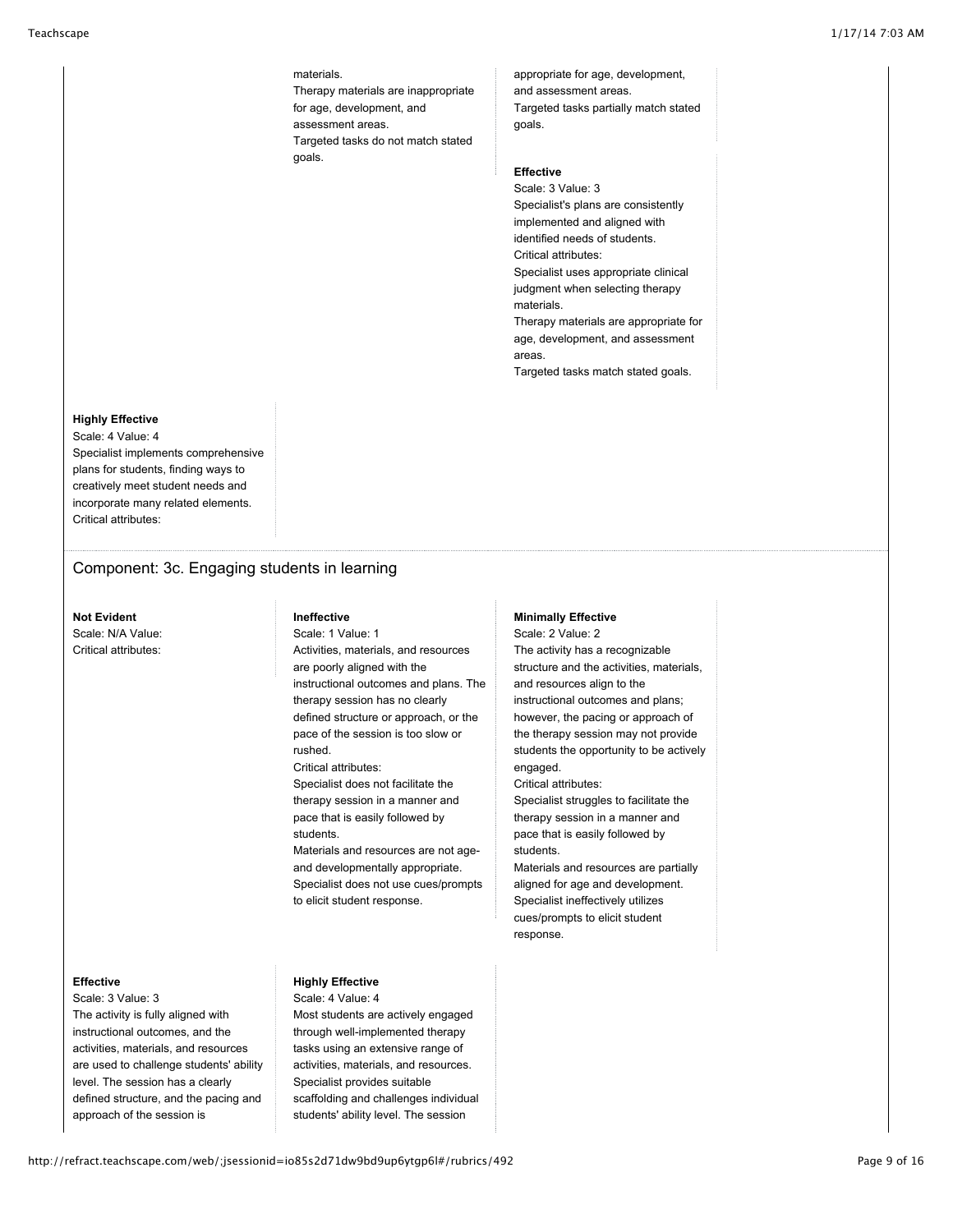materials.
Therapy materials are inappropriate for age, development, and assessment areas.
Targeted tasks do not match stated goals.

appropriate for age, development, and assessment areas.
Targeted tasks partially match stated goals.

**Effective**
Scale: 3 Value: 3
Specialist's plans are consistently implemented and aligned with identified needs of students.
Critical attributes:
Specialist uses appropriate clinical judgment when selecting therapy materials.
Therapy materials are appropriate for age, development, and assessment areas.
Targeted tasks match stated goals.

**Highly Effective**
Scale: 4 Value: 4
Specialist implements comprehensive plans for students, finding ways to creatively meet student needs and incorporate many related elements.
Critical attributes:

## Component: 3c. Engaging students in learning

**Not Evident**
Scale: N/A Value:
Critical attributes:

**Ineffective**
Scale: 1 Value: 1
Activities, materials, and resources are poorly aligned with the instructional outcomes and plans. The therapy session has no clearly defined structure or approach, or the pace of the session is too slow or rushed.
Critical attributes:
Specialist does not facilitate the therapy session in a manner and pace that is easily followed by students.
Materials and resources are not age- and developmentally appropriate.
Specialist does not use cues/prompts to elicit student response.

**Minimally Effective**
Scale: 2 Value: 2
The activity has a recognizable structure and the activities, materials, and resources align to the instructional outcomes and plans; however, the pacing or approach of the therapy session may not provide students the opportunity to be actively engaged.
Critical attributes:
Specialist struggles to facilitate the therapy session in a manner and pace that is easily followed by students.
Materials and resources are partially aligned for age and development.
Specialist ineffectively utilizes cues/prompts to elicit student response.

**Effective**
Scale: 3 Value: 3
The activity is fully aligned with instructional outcomes, and the activities, materials, and resources are used to challenge students' ability level. The session has a clearly defined structure, and the pacing and approach of the session is

**Highly Effective**
Scale: 4 Value: 4
Most students are actively engaged through well-implemented therapy tasks using an extensive range of activities, materials, and resources. Specialist provides suitable scaffolding and challenges individual students' ability level. The session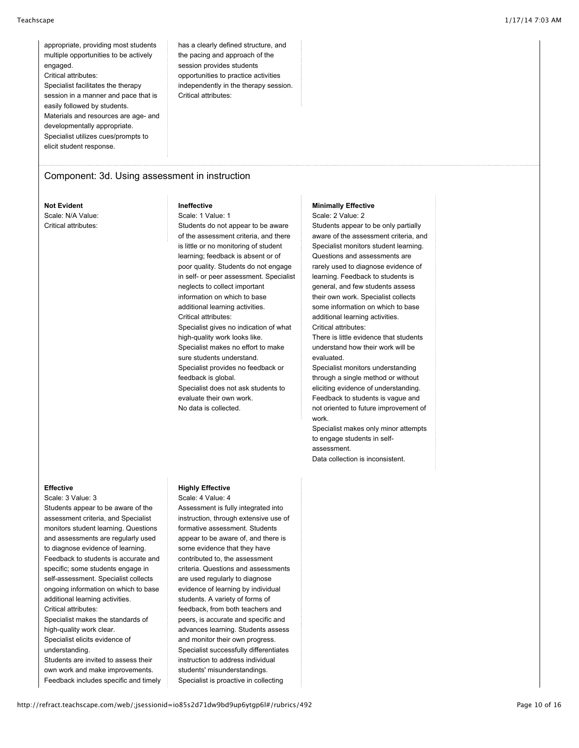appropriate, providing most students multiple opportunities to be actively engaged.
Critical attributes:
Specialist facilitates the therapy session in a manner and pace that is easily followed by students.
Materials and resources are age- and developmentally appropriate.
Specialist utilizes cues/prompts to elicit student response.

has a clearly defined structure, and the pacing and approach of the session provides students opportunities to practice activities independently in the therapy session.
Critical attributes:

## Component: 3d. Using assessment in instruction

**Not Evident**
Scale: N/A Value:
Critical attributes:

**Ineffective**
Scale: 1 Value: 1
Students do not appear to be aware of the assessment criteria, and there is little or no monitoring of student learning; feedback is absent or of poor quality. Students do not engage in self- or peer assessment. Specialist neglects to collect important information on which to base additional learning activities.
Critical attributes:
Specialist gives no indication of what high-quality work looks like.
Specialist makes no effort to make sure students understand.
Specialist provides no feedback or feedback is global.
Specialist does not ask students to evaluate their own work.
No data is collected.

**Minimally Effective**
Scale: 2 Value: 2
Students appear to be only partially aware of the assessment criteria, and Specialist monitors student learning. Questions and assessments are rarely used to diagnose evidence of learning. Feedback to students is general, and few students assess their own work. Specialist collects some information on which to base additional learning activities.
Critical attributes:
There is little evidence that students understand how their work will be evaluated.
Specialist monitors understanding through a single method or without eliciting evidence of understanding.
Feedback to students is vague and not oriented to future improvement of work.
Specialist makes only minor attempts to engage students in self-assessment.
Data collection is inconsistent.

**Effective**
Scale: 3 Value: 3
Students appear to be aware of the assessment criteria, and Specialist monitors student learning. Questions and assessments are regularly used to diagnose evidence of learning. Feedback to students is accurate and specific; some students engage in self-assessment. Specialist collects ongoing information on which to base additional learning activities.
Critical attributes:
Specialist makes the standards of high-quality work clear.
Specialist elicits evidence of understanding.
Students are invited to assess their own work and make improvements.
Feedback includes specific and timely

**Highly Effective**
Scale: 4 Value: 4
Assessment is fully integrated into instruction, through extensive use of formative assessment. Students appear to be aware of, and there is some evidence that they have contributed to, the assessment criteria. Questions and assessments are used regularly to diagnose evidence of learning by individual students. A variety of forms of feedback, from both teachers and peers, is accurate and specific and advances learning. Students assess and monitor their own progress. Specialist successfully differentiates instruction to address individual students' misunderstandings. Specialist is proactive in collecting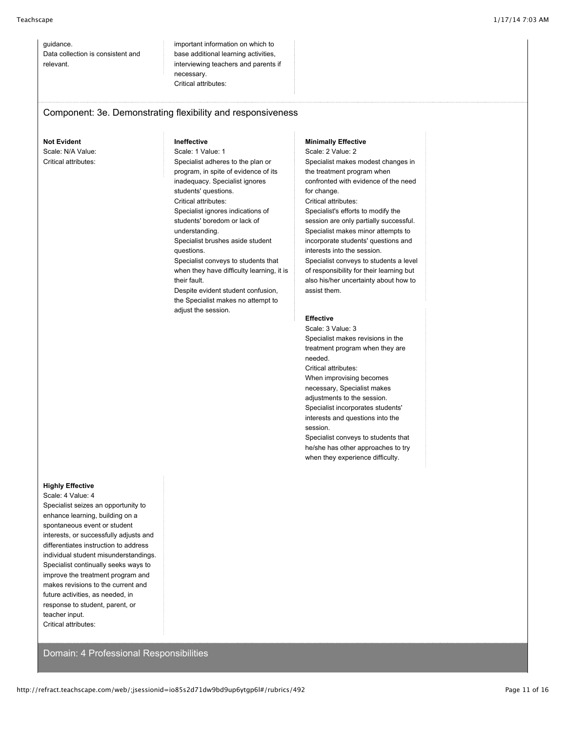guidance.
Data collection is consistent and relevant.

important information on which to base additional learning activities, interviewing teachers and parents if necessary.
Critical attributes:

## Component: 3e. Demonstrating flexibility and responsiveness

**Not Evident**
Scale: N/A Value:
Critical attributes:

**Ineffective**
Scale: 1 Value: 1
Specialist adheres to the plan or program, in spite of evidence of its inadequacy. Specialist ignores students' questions.
Critical attributes:
Specialist ignores indications of students' boredom or lack of understanding.
Specialist brushes aside student questions.
Specialist conveys to students that when they have difficulty learning, it is their fault.
Despite evident student confusion, the Specialist makes no attempt to adjust the session.

**Minimally Effective**
Scale: 2 Value: 2
Specialist makes modest changes in the treatment program when confronted with evidence of the need for change.
Critical attributes:
Specialist's efforts to modify the session are only partially successful.
Specialist makes minor attempts to incorporate students' questions and interests into the session.
Specialist conveys to students a level of responsibility for their learning but also his/her uncertainty about how to assist them.

**Effective**
Scale: 3 Value: 3
Specialist makes revisions in the treatment program when they are needed.
Critical attributes:
When improvising becomes necessary, Specialist makes adjustments to the session.
Specialist incorporates students' interests and questions into the session.
Specialist conveys to students that he/she has other approaches to try when they experience difficulty.

**Highly Effective**
Scale: 4 Value: 4
Specialist seizes an opportunity to enhance learning, building on a spontaneous event or student interests, or successfully adjusts and differentiates instruction to address individual student misunderstandings. Specialist continually seeks ways to improve the treatment program and makes revisions to the current and future activities, as needed, in response to student, parent, or teacher input.
Critical attributes:

# Domain: 4 Professional Responsibilities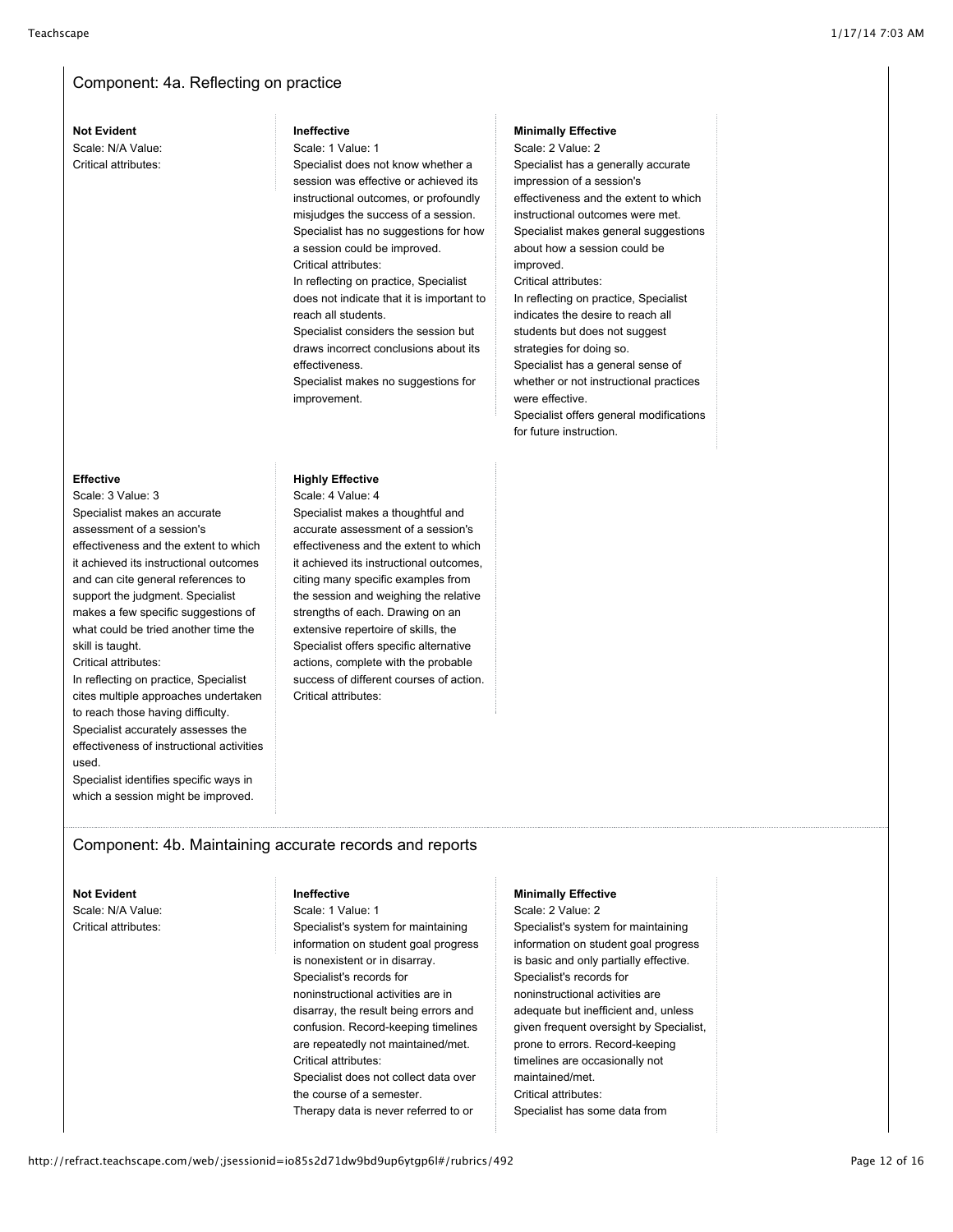## Component: 4a. Reflecting on practice

**Not Evident**
Scale: N/A Value:
Critical attributes:

**Ineffective**
Scale: 1 Value: 1
Specialist does not know whether a session was effective or achieved its instructional outcomes, or profoundly misjudges the success of a session. Specialist has no suggestions for how a session could be improved.
Critical attributes:
In reflecting on practice, Specialist does not indicate that it is important to reach all students.
Specialist considers the session but draws incorrect conclusions about its effectiveness.
Specialist makes no suggestions for improvement.

**Minimally Effective**
Scale: 2 Value: 2
Specialist has a generally accurate impression of a session's effectiveness and the extent to which instructional outcomes were met. Specialist makes general suggestions about how a session could be improved.
Critical attributes:
In reflecting on practice, Specialist indicates the desire to reach all students but does not suggest strategies for doing so.
Specialist has a general sense of whether or not instructional practices were effective.
Specialist offers general modifications for future instruction.

**Effective**
Scale: 3 Value: 3
Specialist makes an accurate assessment of a session's effectiveness and the extent to which it achieved its instructional outcomes and can cite general references to support the judgment. Specialist makes a few specific suggestions of what could be tried another time the skill is taught.
Critical attributes:
In reflecting on practice, Specialist cites multiple approaches undertaken to reach those having difficulty.
Specialist accurately assesses the effectiveness of instructional activities used.
Specialist identifies specific ways in which a session might be improved.

**Highly Effective**
Scale: 4 Value: 4
Specialist makes a thoughtful and accurate assessment of a session's effectiveness and the extent to which it achieved its instructional outcomes, citing many specific examples from the session and weighing the relative strengths of each. Drawing on an extensive repertoire of skills, the Specialist offers specific alternative actions, complete with the probable success of different courses of action.
Critical attributes:

## Component: 4b. Maintaining accurate records and reports

**Not Evident**
Scale: N/A Value:
Critical attributes:

**Ineffective**
Scale: 1 Value: 1
Specialist's system for maintaining information on student goal progress is nonexistent or in disarray. Specialist's records for noninstructional activities are in disarray, the result being errors and confusion. Record-keeping timelines are repeatedly not maintained/met.
Critical attributes:
Specialist does not collect data over the course of a semester.
Therapy data is never referred to or

**Minimally Effective**
Scale: 2 Value: 2
Specialist's system for maintaining information on student goal progress is basic and only partially effective. Specialist's records for noninstructional activities are adequate but inefficient and, unless given frequent oversight by Specialist, prone to errors. Record-keeping timelines are occasionally not maintained/met.
Critical attributes:
Specialist has some data from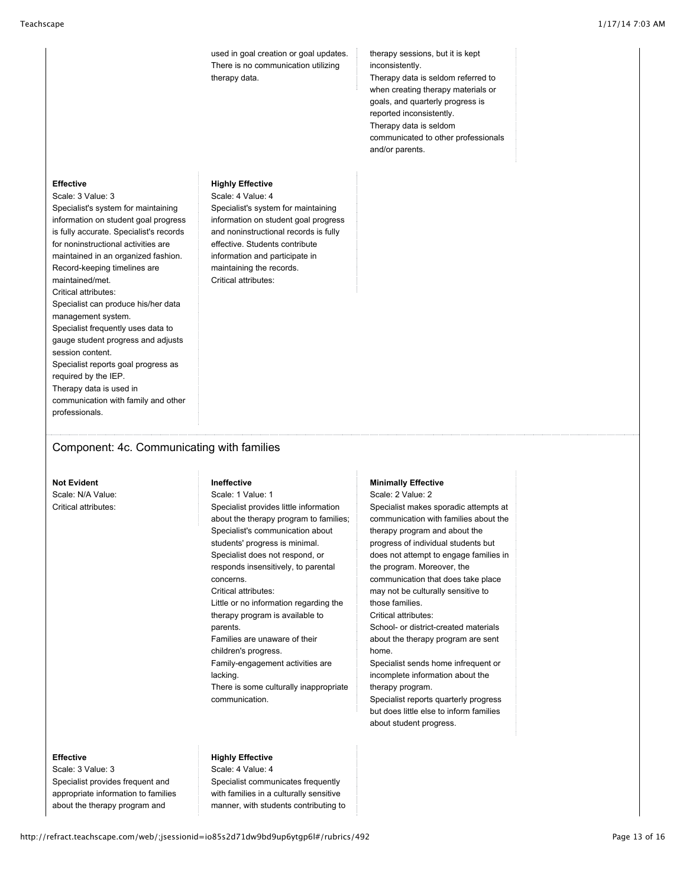used in goal creation or goal updates. There is no communication utilizing therapy data.

therapy sessions, but it is kept inconsistently.
Therapy data is seldom referred to when creating therapy materials or goals, and quarterly progress is reported inconsistently.
Therapy data is seldom communicated to other professionals and/or parents.

**Effective**
Scale: 3 Value: 3
Specialist's system for maintaining information on student goal progress is fully accurate. Specialist's records for noninstructional activities are maintained in an organized fashion. Record-keeping timelines are maintained/met.
Critical attributes:
Specialist can produce his/her data management system.
Specialist frequently uses data to gauge student progress and adjusts session content.
Specialist reports goal progress as required by the IEP.
Therapy data is used in communication with family and other professionals.

**Highly Effective**
Scale: 4 Value: 4
Specialist's system for maintaining information on student goal progress and noninstructional records is fully effective. Students contribute information and participate in maintaining the records.
Critical attributes:

## Component: 4c. Communicating with families

**Not Evident**
Scale: N/A Value:
Critical attributes:

**Ineffective**
Scale: 1 Value: 1
Specialist provides little information about the therapy program to families; Specialist's communication about students' progress is minimal. Specialist does not respond, or responds insensitively, to parental concerns.
Critical attributes:
Little or no information regarding the therapy program is available to parents.
Families are unaware of their children's progress.
Family-engagement activities are lacking.
There is some culturally inappropriate communication.

**Minimally Effective**
Scale: 2 Value: 2
Specialist makes sporadic attempts at communication with families about the therapy program and about the progress of individual students but does not attempt to engage families in the program. Moreover, the communication that does take place may not be culturally sensitive to those families.
Critical attributes:
School- or district-created materials about the therapy program are sent home.
Specialist sends home infrequent or incomplete information about the therapy program.
Specialist reports quarterly progress but does little else to inform families about student progress.

**Effective**
Scale: 3 Value: 3
Specialist provides frequent and appropriate information to families about the therapy program and

**Highly Effective**
Scale: 4 Value: 4
Specialist communicates frequently with families in a culturally sensitive manner, with students contributing to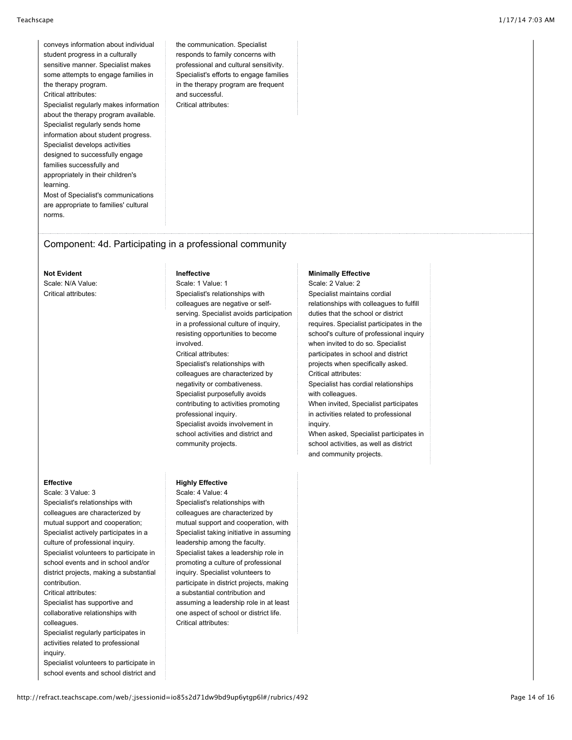conveys information about individual student progress in a culturally sensitive manner. Specialist makes some attempts to engage families in the therapy program.
Critical attributes:
Specialist regularly makes information about the therapy program available.
Specialist regularly sends home information about student progress.
Specialist develops activities designed to successfully engage families successfully and appropriately in their children's learning.
Most of Specialist's communications are appropriate to families' cultural norms.

the communication. Specialist responds to family concerns with professional and cultural sensitivity. Specialist's efforts to engage families in the therapy program are frequent and successful.
Critical attributes:

## Component: 4d. Participating in a professional community

**Not Evident**
Scale: N/A Value:
Critical attributes:

**Ineffective**
Scale: 1 Value: 1
Specialist's relationships with colleagues are negative or self-serving. Specialist avoids participation in a professional culture of inquiry, resisting opportunities to become involved.
Critical attributes:
Specialist's relationships with colleagues are characterized by negativity or combativeness.
Specialist purposefully avoids contributing to activities promoting professional inquiry.
Specialist avoids involvement in school activities and district and community projects.

**Minimally Effective**
Scale: 2 Value: 2
Specialist maintains cordial relationships with colleagues to fulfill duties that the school or district requires. Specialist participates in the school's culture of professional inquiry when invited to do so. Specialist participates in school and district projects when specifically asked.
Critical attributes:
Specialist has cordial relationships with colleagues.
When invited, Specialist participates in activities related to professional inquiry.
When asked, Specialist participates in school activities, as well as district and community projects.

**Effective**
Scale: 3 Value: 3
Specialist's relationships with colleagues are characterized by mutual support and cooperation; Specialist actively participates in a culture of professional inquiry. Specialist volunteers to participate in school events and in school and/or district projects, making a substantial contribution.
Critical attributes:
Specialist has supportive and collaborative relationships with colleagues.
Specialist regularly participates in activities related to professional inquiry.
Specialist volunteers to participate in school events and school district and

**Highly Effective**
Scale: 4 Value: 4
Specialist's relationships with colleagues are characterized by mutual support and cooperation, with Specialist taking initiative in assuming leadership among the faculty. Specialist takes a leadership role in promoting a culture of professional inquiry. Specialist volunteers to participate in district projects, making a substantial contribution and assuming a leadership role in at least one aspect of school or district life.
Critical attributes: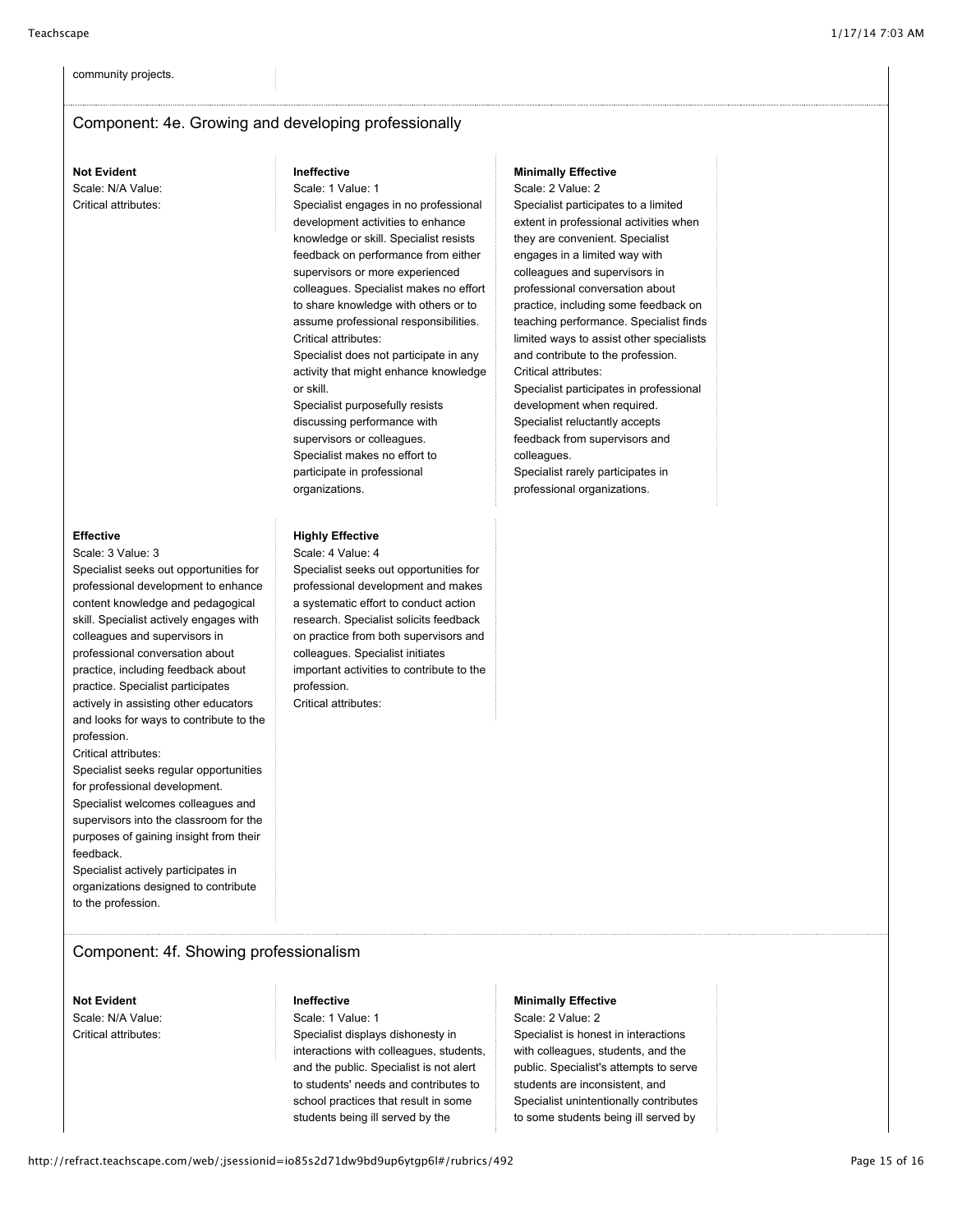community projects.

## Component: 4e. Growing and developing professionally

**Not Evident**
Scale: N/A Value:
Critical attributes:

**Ineffective**
Scale: 1 Value: 1
Specialist engages in no professional development activities to enhance knowledge or skill. Specialist resists feedback on performance from either supervisors or more experienced colleagues. Specialist makes no effort to share knowledge with others or to assume professional responsibilities.
Critical attributes:
Specialist does not participate in any activity that might enhance knowledge or skill.
Specialist purposefully resists discussing performance with supervisors or colleagues.
Specialist makes no effort to participate in professional organizations.

**Minimally Effective**
Scale: 2 Value: 2
Specialist participates to a limited extent in professional activities when they are convenient. Specialist engages in a limited way with colleagues and supervisors in professional conversation about practice, including some feedback on teaching performance. Specialist finds limited ways to assist other specialists and contribute to the profession.
Critical attributes:
Specialist participates in professional development when required.
Specialist reluctantly accepts feedback from supervisors and colleagues.
Specialist rarely participates in professional organizations.

**Effective**
Scale: 3 Value: 3
Specialist seeks out opportunities for professional development to enhance content knowledge and pedagogical skill. Specialist actively engages with colleagues and supervisors in professional conversation about practice, including feedback about practice. Specialist participates actively in assisting other educators and looks for ways to contribute to the profession.
Critical attributes:
Specialist seeks regular opportunities for professional development.
Specialist welcomes colleagues and supervisors into the classroom for the purposes of gaining insight from their feedback.
Specialist actively participates in organizations designed to contribute to the profession.

**Highly Effective**
Scale: 4 Value: 4
Specialist seeks out opportunities for professional development and makes a systematic effort to conduct action research. Specialist solicits feedback on practice from both supervisors and colleagues. Specialist initiates important activities to contribute to the profession.
Critical attributes:

## Component: 4f. Showing professionalism

**Not Evident**
Scale: N/A Value:
Critical attributes:

**Ineffective**
Scale: 1 Value: 1
Specialist displays dishonesty in interactions with colleagues, students, and the public. Specialist is not alert to students' needs and contributes to school practices that result in some students being ill served by the

**Minimally Effective**
Scale: 2 Value: 2
Specialist is honest in interactions with colleagues, students, and the public. Specialist's attempts to serve students are inconsistent, and Specialist unintentionally contributes to some students being ill served by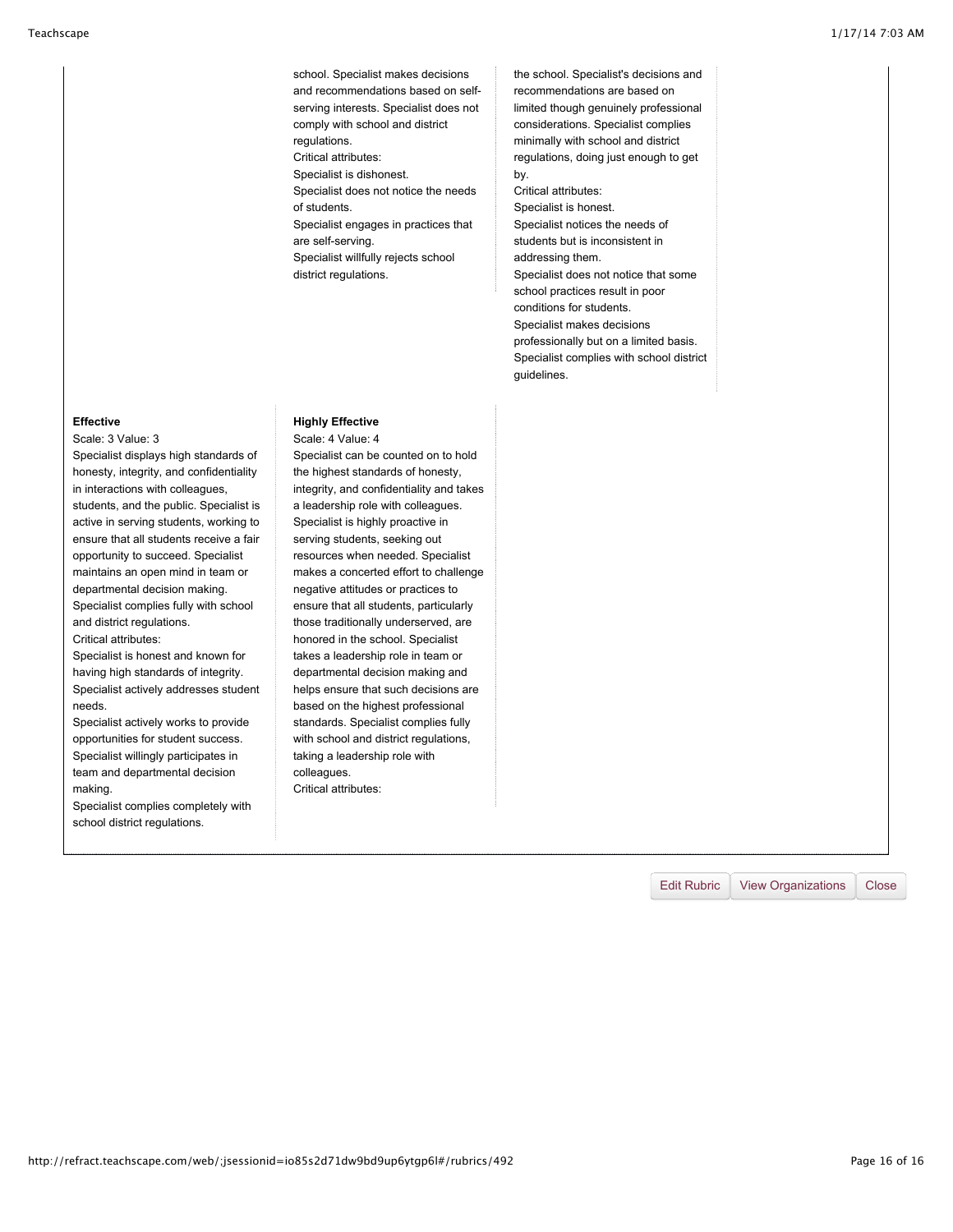school. Specialist makes decisions and recommendations based on self-serving interests. Specialist does not comply with school and district regulations.
Critical attributes:
Specialist is dishonest.
Specialist does not notice the needs of students.
Specialist engages in practices that are self-serving.
Specialist willfully rejects school district regulations.

the school. Specialist's decisions and recommendations are based on limited though genuinely professional considerations. Specialist complies minimally with school and district regulations, doing just enough to get by.
Critical attributes:
Specialist is honest.
Specialist notices the needs of students but is inconsistent in addressing them.
Specialist does not notice that some school practices result in poor conditions for students.
Specialist makes decisions professionally but on a limited basis.
Specialist complies with school district guidelines.

**Effective**
Scale: 3 Value: 3
Specialist displays high standards of honesty, integrity, and confidentiality in interactions with colleagues, students, and the public. Specialist is active in serving students, working to ensure that all students receive a fair opportunity to succeed. Specialist maintains an open mind in team or departmental decision making. Specialist complies fully with school and district regulations.
Critical attributes:
Specialist is honest and known for having high standards of integrity.
Specialist actively addresses student needs.
Specialist actively works to provide opportunities for student success.
Specialist willingly participates in team and departmental decision making.
Specialist complies completely with school district regulations.

**Highly Effective**
Scale: 4 Value: 4
Specialist can be counted on to hold the highest standards of honesty, integrity, and confidentiality and takes a leadership role with colleagues. Specialist is highly proactive in serving students, seeking out resources when needed. Specialist makes a concerted effort to challenge negative attitudes or practices to ensure that all students, particularly those traditionally underserved, are honored in the school. Specialist takes a leadership role in team or departmental decision making and helps ensure that such decisions are based on the highest professional standards. Specialist complies fully with school and district regulations, taking a leadership role with colleagues.
Critical attributes:

Edit Rubric | View Organizations | Close